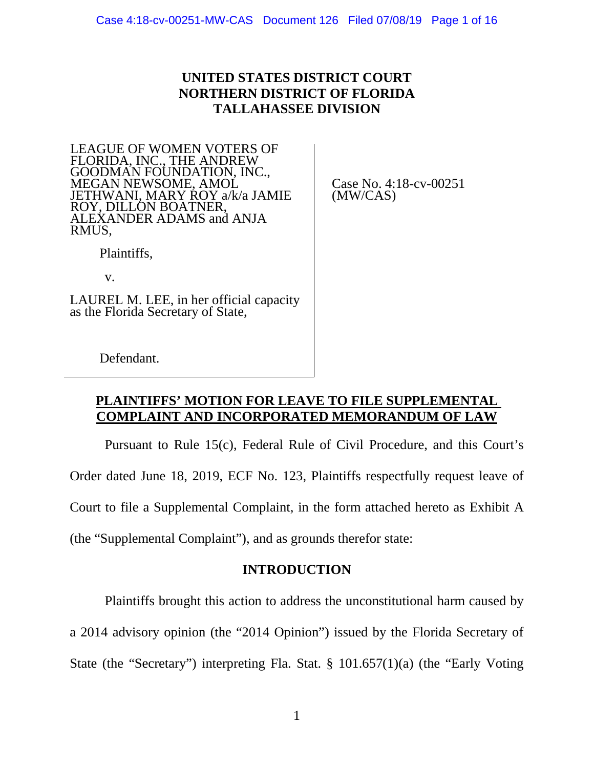**UNITED STATES DISTRICT COURT**
**NORTHERN DISTRICT OF FLORIDA**
**TALLAHASSEE DIVISION**

| | |
|---|---|
| LEAGUE OF WOMEN VOTERS OF FLORIDA, INC., THE ANDREW GOODMAN FOUNDATION, INC., MEGAN NEWSOME, AMOL JETHWANI, MARY ROY a/k/a JAMIE ROY, DILLON BOATNER, ALEXANDER ADAMS and ANJA RMUS,<br><br>Plaintiffs,<br><br>v.<br><br>LAUREL M. LEE, in her official capacity as the Florida Secretary of State,<br><br>Defendant. | Case No. 4:18-cv-00251 (MW/CAS) |

**PLAINTIFFS' MOTION FOR LEAVE TO FILE SUPPLEMENTAL COMPLAINT AND INCORPORATED MEMORANDUM OF LAW**

Pursuant to Rule 15(c), Federal Rule of Civil Procedure, and this Court's Order dated June 18, 2019, ECF No. 123, Plaintiffs respectfully request leave of Court to file a Supplemental Complaint, in the form attached hereto as Exhibit A (the "Supplemental Complaint"), and as grounds therefor state:

## INTRODUCTION

Plaintiffs brought this action to address the unconstitutional harm caused by a 2014 advisory opinion (the "2014 Opinion") issued by the Florida Secretary of State (the "Secretary") interpreting Fla. Stat. § 101.657(1)(a) (the "Early Voting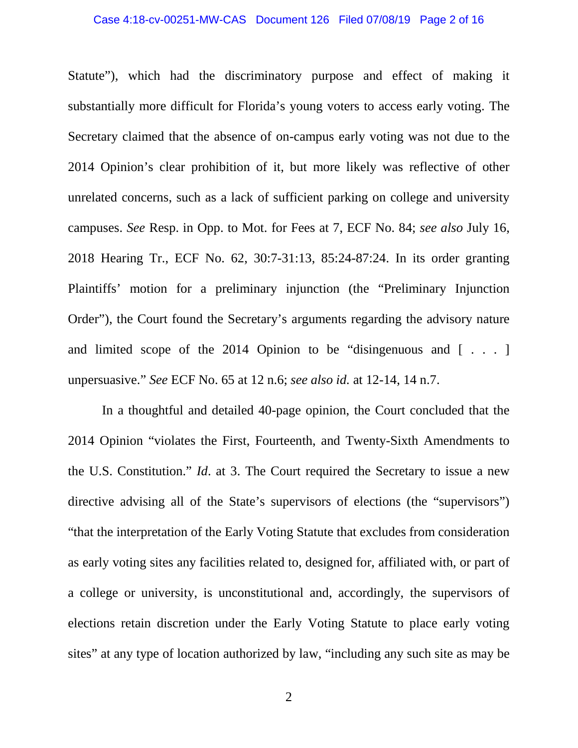Statute"), which had the discriminatory purpose and effect of making it substantially more difficult for Florida's young voters to access early voting. The Secretary claimed that the absence of on-campus early voting was not due to the 2014 Opinion's clear prohibition of it, but more likely was reflective of other unrelated concerns, such as a lack of sufficient parking on college and university campuses. *See* Resp. in Opp. to Mot. for Fees at 7, ECF No. 84; *see also* July 16, 2018 Hearing Tr., ECF No. 62, 30:7-31:13, 85:24-87:24. In its order granting Plaintiffs' motion for a preliminary injunction (the "Preliminary Injunction Order"), the Court found the Secretary's arguments regarding the advisory nature and limited scope of the 2014 Opinion to be "disingenuous and [ . . . ] unpersuasive." *See* ECF No. 65 at 12 n.6; *see also id.* at 12-14, 14 n.7.

In a thoughtful and detailed 40-page opinion, the Court concluded that the 2014 Opinion "violates the First, Fourteenth, and Twenty-Sixth Amendments to the U.S. Constitution." *Id*. at 3. The Court required the Secretary to issue a new directive advising all of the State's supervisors of elections (the "supervisors") "that the interpretation of the Early Voting Statute that excludes from consideration as early voting sites any facilities related to, designed for, affiliated with, or part of a college or university, is unconstitutional and, accordingly, the supervisors of elections retain discretion under the Early Voting Statute to place early voting sites" at any type of location authorized by law, "including any such site as may be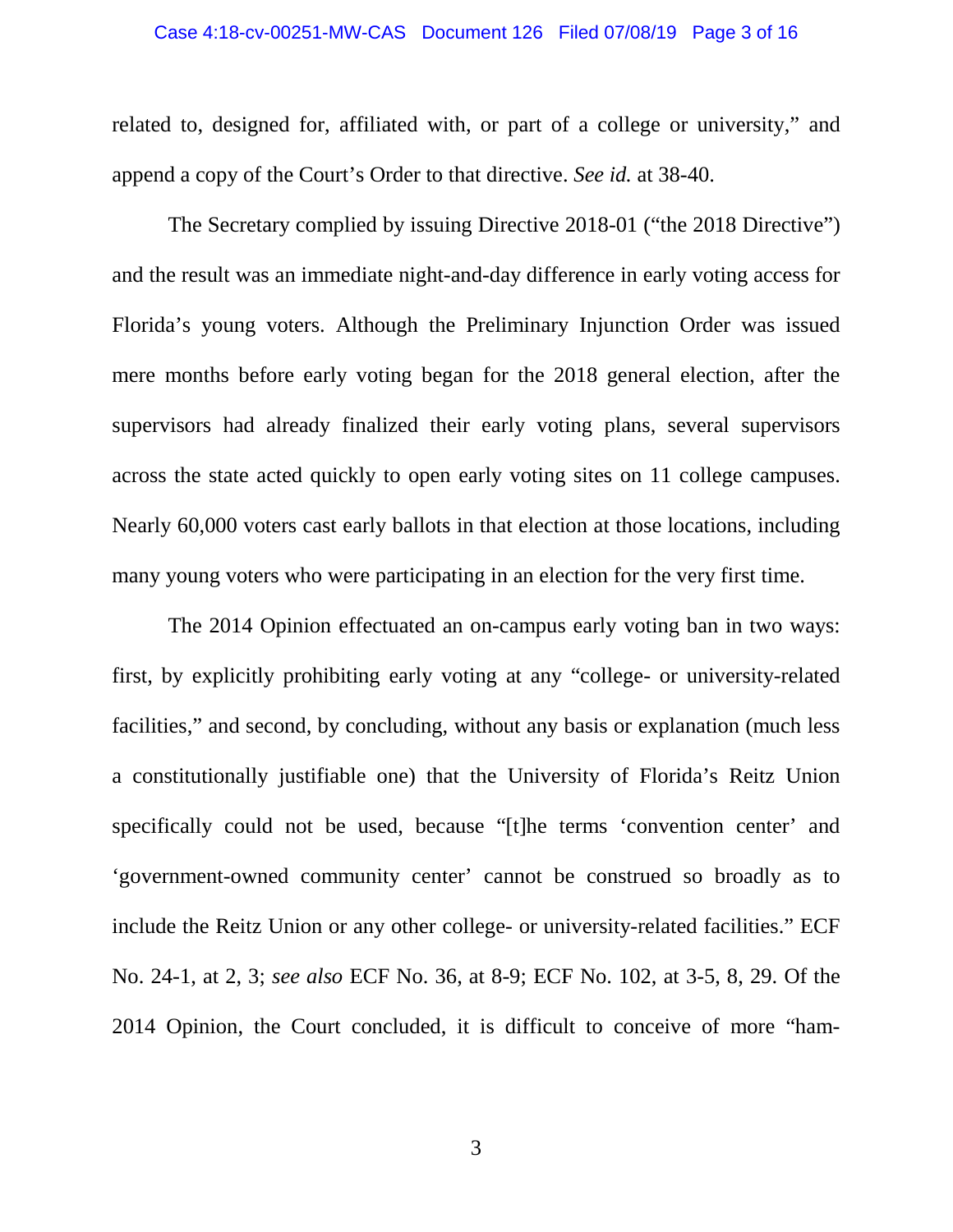related to, designed for, affiliated with, or part of a college or university," and append a copy of the Court's Order to that directive. *See id.* at 38-40.

The Secretary complied by issuing Directive 2018-01 ("the 2018 Directive") and the result was an immediate night-and-day difference in early voting access for Florida's young voters. Although the Preliminary Injunction Order was issued mere months before early voting began for the 2018 general election, after the supervisors had already finalized their early voting plans, several supervisors across the state acted quickly to open early voting sites on 11 college campuses. Nearly 60,000 voters cast early ballots in that election at those locations, including many young voters who were participating in an election for the very first time.

The 2014 Opinion effectuated an on-campus early voting ban in two ways: first, by explicitly prohibiting early voting at any "college- or university-related facilities," and second, by concluding, without any basis or explanation (much less a constitutionally justifiable one) that the University of Florida's Reitz Union specifically could not be used, because "[t]he terms 'convention center' and 'government-owned community center' cannot be construed so broadly as to include the Reitz Union or any other college- or university-related facilities." ECF No. 24-1, at 2, 3; *see also* ECF No. 36, at 8-9; ECF No. 102, at 3-5, 8, 29. Of the 2014 Opinion, the Court concluded, it is difficult to conceive of more "ham-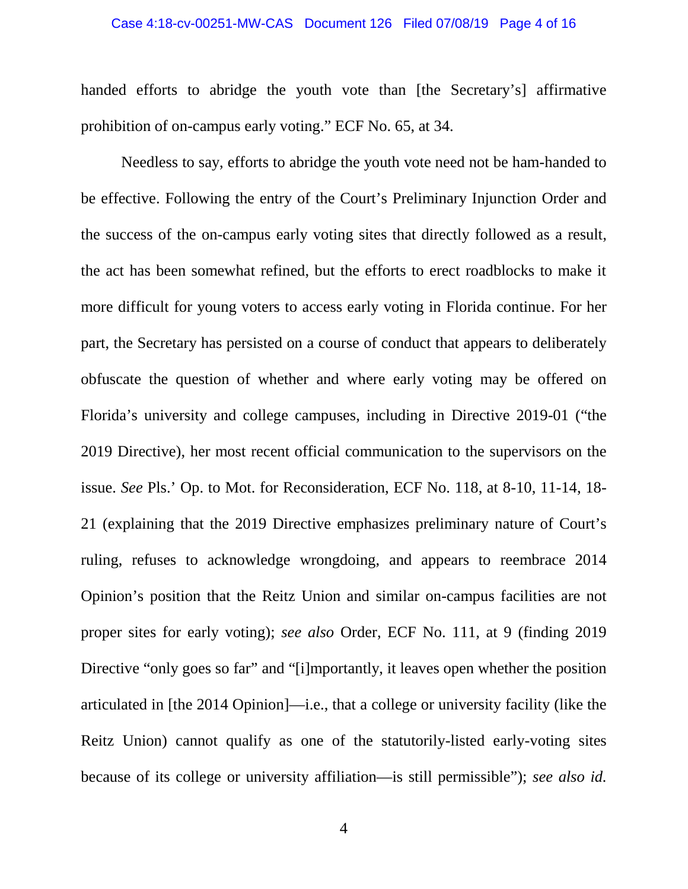handed efforts to abridge the youth vote than [the Secretary's] affirmative prohibition of on-campus early voting." ECF No. 65, at 34.

Needless to say, efforts to abridge the youth vote need not be ham-handed to be effective. Following the entry of the Court's Preliminary Injunction Order and the success of the on-campus early voting sites that directly followed as a result, the act has been somewhat refined, but the efforts to erect roadblocks to make it more difficult for young voters to access early voting in Florida continue. For her part, the Secretary has persisted on a course of conduct that appears to deliberately obfuscate the question of whether and where early voting may be offered on Florida's university and college campuses, including in Directive 2019-01 ("the 2019 Directive), her most recent official communication to the supervisors on the issue. *See* Pls.' Op. to Mot. for Reconsideration, ECF No. 118, at 8-10, 11-14, 18-21 (explaining that the 2019 Directive emphasizes preliminary nature of Court's ruling, refuses to acknowledge wrongdoing, and appears to reembrace 2014 Opinion's position that the Reitz Union and similar on-campus facilities are not proper sites for early voting); *see also* Order, ECF No. 111, at 9 (finding 2019 Directive "only goes so far" and "[i]mportantly, it leaves open whether the position articulated in [the 2014 Opinion]—i.e., that a college or university facility (like the Reitz Union) cannot qualify as one of the statutorily-listed early-voting sites because of its college or university affiliation—is still permissible"); *see also id.*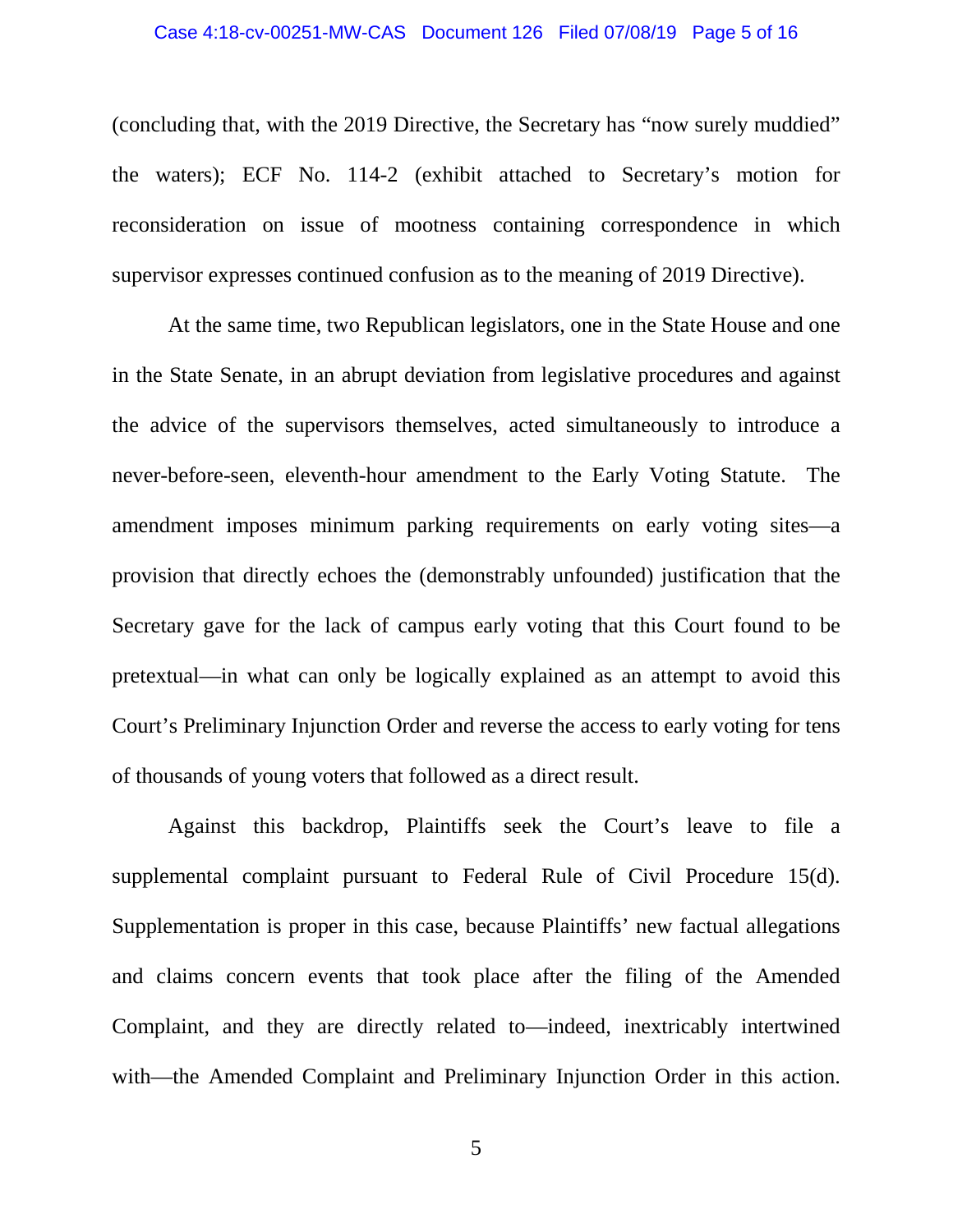(concluding that, with the 2019 Directive, the Secretary has "now surely muddied" the waters); ECF No. 114-2 (exhibit attached to Secretary's motion for reconsideration on issue of mootness containing correspondence in which supervisor expresses continued confusion as to the meaning of 2019 Directive).

At the same time, two Republican legislators, one in the State House and one in the State Senate, in an abrupt deviation from legislative procedures and against the advice of the supervisors themselves, acted simultaneously to introduce a never-before-seen, eleventh-hour amendment to the Early Voting Statute. The amendment imposes minimum parking requirements on early voting sites—a provision that directly echoes the (demonstrably unfounded) justification that the Secretary gave for the lack of campus early voting that this Court found to be pretextual—in what can only be logically explained as an attempt to avoid this Court's Preliminary Injunction Order and reverse the access to early voting for tens of thousands of young voters that followed as a direct result.

Against this backdrop, Plaintiffs seek the Court's leave to file a supplemental complaint pursuant to Federal Rule of Civil Procedure 15(d). Supplementation is proper in this case, because Plaintiffs' new factual allegations and claims concern events that took place after the filing of the Amended Complaint, and they are directly related to—indeed, inextricably intertwined with—the Amended Complaint and Preliminary Injunction Order in this action.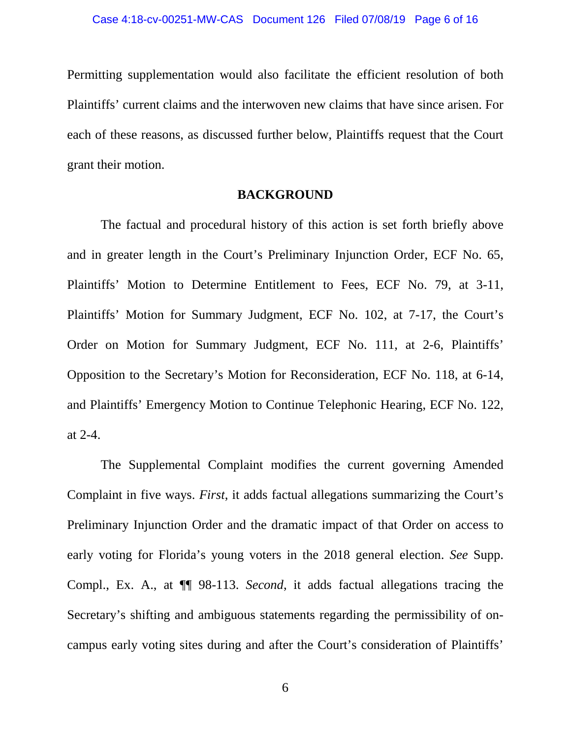Permitting supplementation would also facilitate the efficient resolution of both Plaintiffs' current claims and the interwoven new claims that have since arisen. For each of these reasons, as discussed further below, Plaintiffs request that the Court grant their motion.

## BACKGROUND

The factual and procedural history of this action is set forth briefly above and in greater length in the Court's Preliminary Injunction Order, ECF No. 65, Plaintiffs' Motion to Determine Entitlement to Fees, ECF No. 79, at 3-11, Plaintiffs' Motion for Summary Judgment, ECF No. 102, at 7-17, the Court's Order on Motion for Summary Judgment, ECF No. 111, at 2-6, Plaintiffs' Opposition to the Secretary's Motion for Reconsideration, ECF No. 118, at 6-14, and Plaintiffs' Emergency Motion to Continue Telephonic Hearing, ECF No. 122, at 2-4.

The Supplemental Complaint modifies the current governing Amended Complaint in five ways. *First*, it adds factual allegations summarizing the Court's Preliminary Injunction Order and the dramatic impact of that Order on access to early voting for Florida's young voters in the 2018 general election. *See* Supp. Compl., Ex. A., at ¶¶ 98-113. *Second*, it adds factual allegations tracing the Secretary's shifting and ambiguous statements regarding the permissibility of on-campus early voting sites during and after the Court's consideration of Plaintiffs'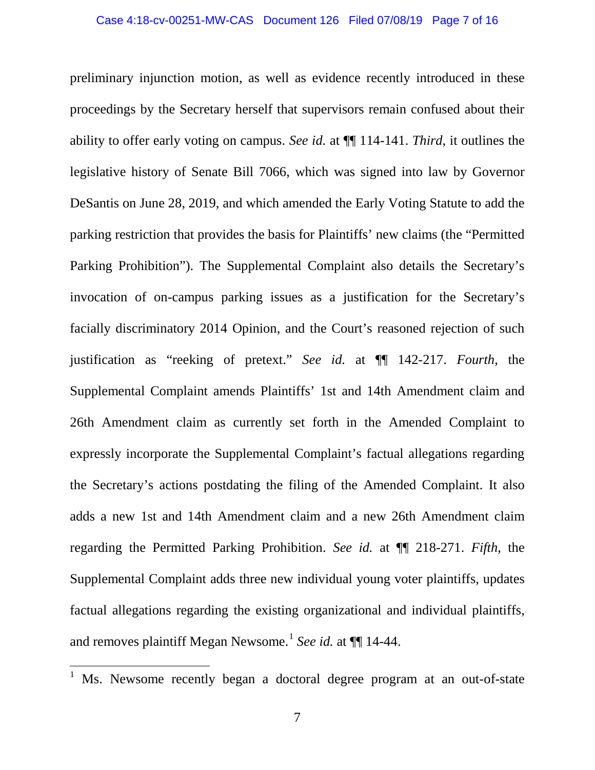preliminary injunction motion, as well as evidence recently introduced in these proceedings by the Secretary herself that supervisors remain confused about their ability to offer early voting on campus. *See id.* at ¶¶ 114-141. *Third*, it outlines the legislative history of Senate Bill 7066, which was signed into law by Governor DeSantis on June 28, 2019, and which amended the Early Voting Statute to add the parking restriction that provides the basis for Plaintiffs' new claims (the "Permitted Parking Prohibition"). The Supplemental Complaint also details the Secretary's invocation of on-campus parking issues as a justification for the Secretary's facially discriminatory 2014 Opinion, and the Court's reasoned rejection of such justification as "reeking of pretext." *See id.* at ¶¶ 142-217. *Fourth*, the Supplemental Complaint amends Plaintiffs' 1st and 14th Amendment claim and 26th Amendment claim as currently set forth in the Amended Complaint to expressly incorporate the Supplemental Complaint's factual allegations regarding the Secretary's actions postdating the filing of the Amended Complaint. It also adds a new 1st and 14th Amendment claim and a new 26th Amendment claim regarding the Permitted Parking Prohibition. *See id.* at ¶¶ 218-271. *Fifth*, the Supplemental Complaint adds three new individual young voter plaintiffs, updates factual allegations regarding the existing organizational and individual plaintiffs, and removes plaintiff Megan Newsome.[1] *See id.* at ¶¶ 14-44.

---

[1] Ms. Newsome recently began a doctoral degree program at an out-of-state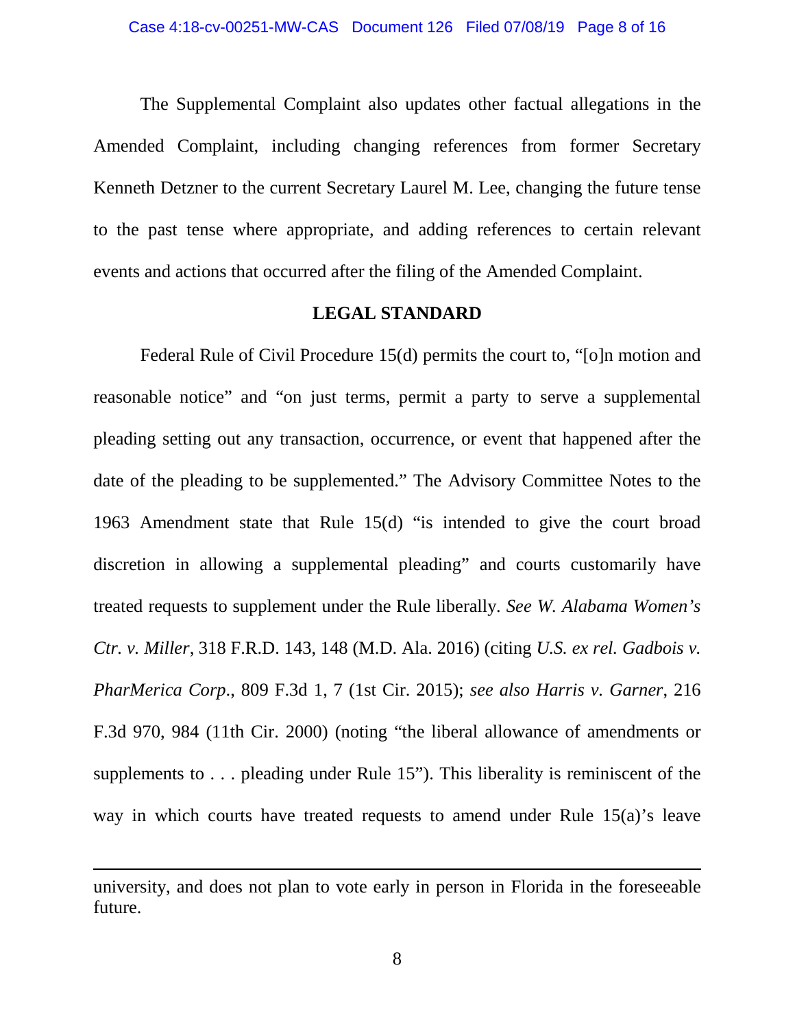The Supplemental Complaint also updates other factual allegations in the Amended Complaint, including changing references from former Secretary Kenneth Detzner to the current Secretary Laurel M. Lee, changing the future tense to the past tense where appropriate, and adding references to certain relevant events and actions that occurred after the filing of the Amended Complaint.

## LEGAL STANDARD

Federal Rule of Civil Procedure 15(d) permits the court to, "[o]n motion and reasonable notice" and "on just terms, permit a party to serve a supplemental pleading setting out any transaction, occurrence, or event that happened after the date of the pleading to be supplemented." The Advisory Committee Notes to the 1963 Amendment state that Rule 15(d) "is intended to give the court broad discretion in allowing a supplemental pleading" and courts customarily have treated requests to supplement under the Rule liberally. *See W. Alabama Women's Ctr. v. Miller*, 318 F.R.D. 143, 148 (M.D. Ala. 2016) (citing *U.S. ex rel. Gadbois v. PharMerica Corp.*, 809 F.3d 1, 7 (1st Cir. 2015); *see also Harris v. Garner*, 216 F.3d 970, 984 (11th Cir. 2000) (noting "the liberal allowance of amendments or supplements to . . . pleading under Rule 15"). This liberality is reminiscent of the way in which courts have treated requests to amend under Rule 15(a)'s leave

---

university, and does not plan to vote early in person in Florida in the foreseeable future.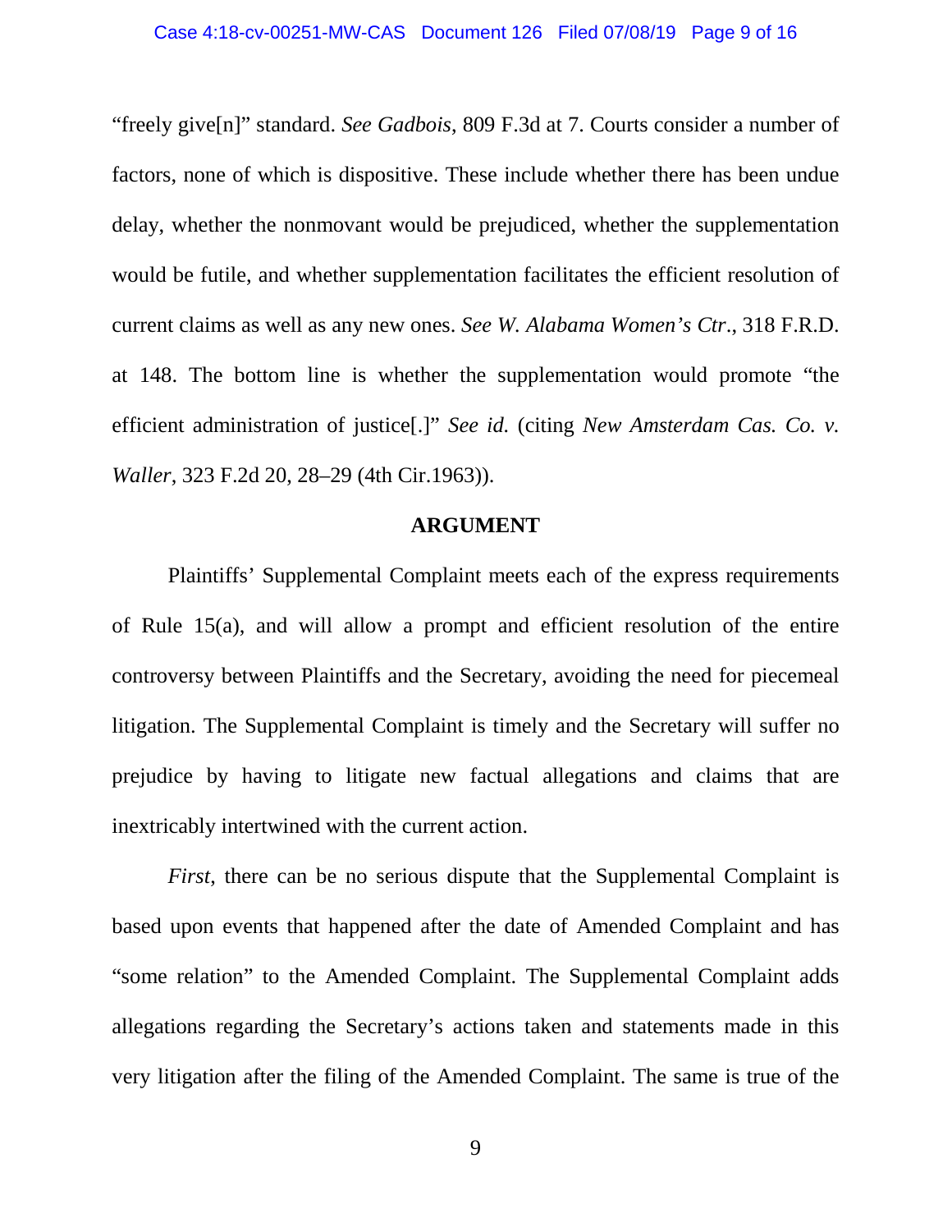"freely give[n]" standard. *See Gadbois*, 809 F.3d at 7. Courts consider a number of factors, none of which is dispositive. These include whether there has been undue delay, whether the nonmovant would be prejudiced, whether the supplementation would be futile, and whether supplementation facilitates the efficient resolution of current claims as well as any new ones. *See W. Alabama Women's Ctr.*, 318 F.R.D. at 148. The bottom line is whether the supplementation would promote "the efficient administration of justice[.]" *See id.* (citing *New Amsterdam Cas. Co. v. Waller*, 323 F.2d 20, 28–29 (4th Cir.1963)).

## ARGUMENT

Plaintiffs' Supplemental Complaint meets each of the express requirements of Rule 15(a), and will allow a prompt and efficient resolution of the entire controversy between Plaintiffs and the Secretary, avoiding the need for piecemeal litigation. The Supplemental Complaint is timely and the Secretary will suffer no prejudice by having to litigate new factual allegations and claims that are inextricably intertwined with the current action.

*First*, there can be no serious dispute that the Supplemental Complaint is based upon events that happened after the date of Amended Complaint and has "some relation" to the Amended Complaint. The Supplemental Complaint adds allegations regarding the Secretary's actions taken and statements made in this very litigation after the filing of the Amended Complaint. The same is true of the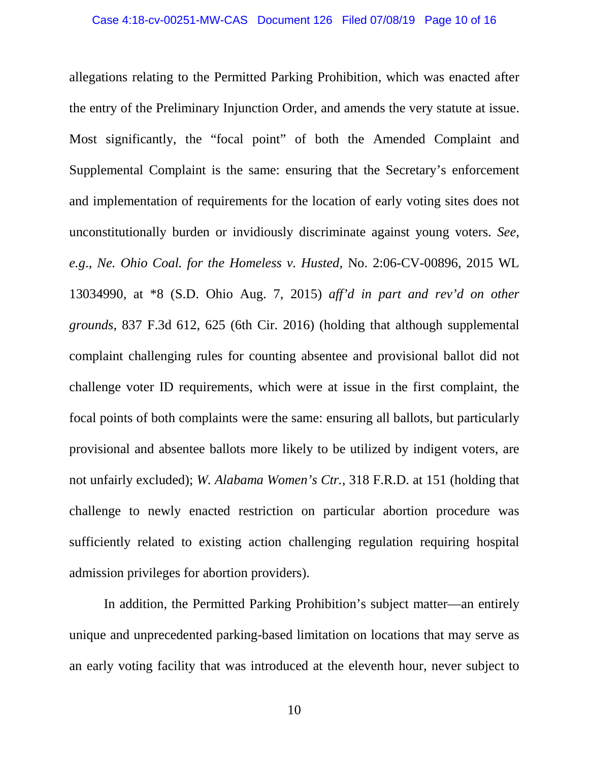allegations relating to the Permitted Parking Prohibition, which was enacted after the entry of the Preliminary Injunction Order, and amends the very statute at issue. Most significantly, the "focal point" of both the Amended Complaint and Supplemental Complaint is the same: ensuring that the Secretary's enforcement and implementation of requirements for the location of early voting sites does not unconstitutionally burden or invidiously discriminate against young voters. *See, e.g.*, *Ne. Ohio Coal. for the Homeless v. Husted*, No. 2:06-CV-00896, 2015 WL 13034990, at *8 (S.D. Ohio Aug. 7, 2015) *aff'd in part and rev'd on other grounds*, 837 F.3d 612, 625 (6th Cir. 2016) (holding that although supplemental complaint challenging rules for counting absentee and provisional ballot did not challenge voter ID requirements, which were at issue in the first complaint, the focal points of both complaints were the same: ensuring all ballots, but particularly provisional and absentee ballots more likely to be utilized by indigent voters, are not unfairly excluded); *W. Alabama Women's Ctr.*, 318 F.R.D. at 151 (holding that challenge to newly enacted restriction on particular abortion procedure was sufficiently related to existing action challenging regulation requiring hospital admission privileges for abortion providers).

In addition, the Permitted Parking Prohibition's subject matter—an entirely unique and unprecedented parking-based limitation on locations that may serve as an early voting facility that was introduced at the eleventh hour, never subject to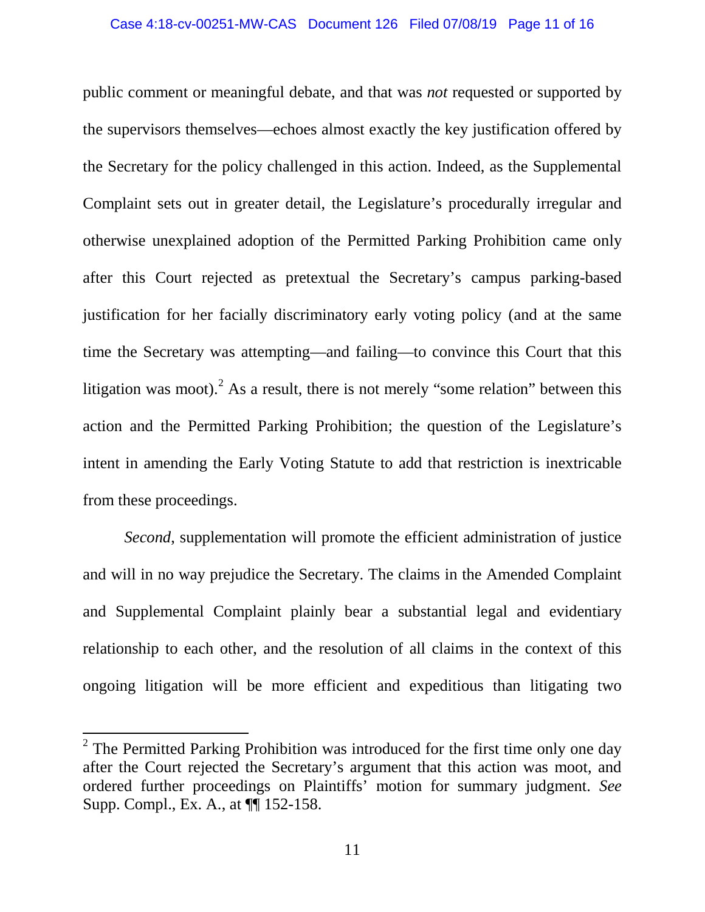public comment or meaningful debate, and that was *not* requested or supported by the supervisors themselves—echoes almost exactly the key justification offered by the Secretary for the policy challenged in this action. Indeed, as the Supplemental Complaint sets out in greater detail, the Legislature's procedurally irregular and otherwise unexplained adoption of the Permitted Parking Prohibition came only after this Court rejected as pretextual the Secretary's campus parking-based justification for her facially discriminatory early voting policy (and at the same time the Secretary was attempting—and failing—to convince this Court that this litigation was moot).[2] As a result, there is not merely "some relation" between this action and the Permitted Parking Prohibition; the question of the Legislature's intent in amending the Early Voting Statute to add that restriction is inextricable from these proceedings.

*Second*, supplementation will promote the efficient administration of justice and will in no way prejudice the Secretary. The claims in the Amended Complaint and Supplemental Complaint plainly bear a substantial legal and evidentiary relationship to each other, and the resolution of all claims in the context of this ongoing litigation will be more efficient and expeditious than litigating two

---

[2] The Permitted Parking Prohibition was introduced for the first time only one day after the Court rejected the Secretary's argument that this action was moot, and ordered further proceedings on Plaintiffs' motion for summary judgment. *See* Supp. Compl., Ex. A., at ¶¶ 152-158.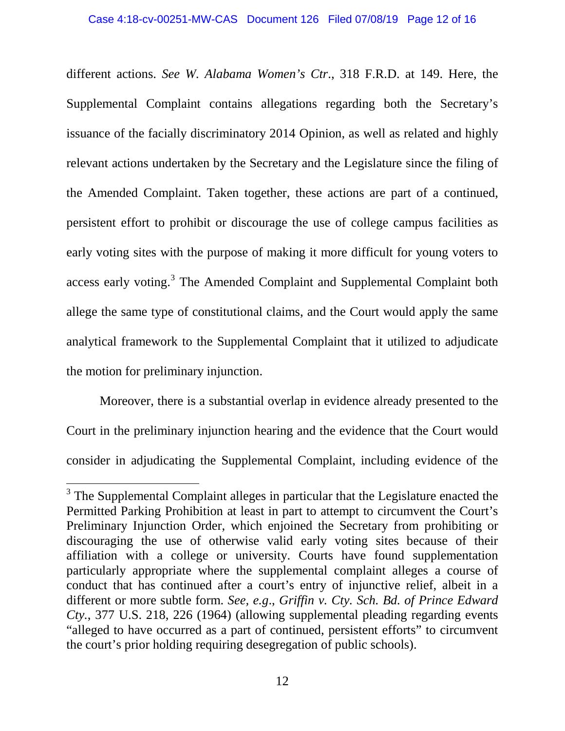different actions. *See W. Alabama Women's Ctr.*, 318 F.R.D. at 149. Here, the Supplemental Complaint contains allegations regarding both the Secretary's issuance of the facially discriminatory 2014 Opinion, as well as related and highly relevant actions undertaken by the Secretary and the Legislature since the filing of the Amended Complaint. Taken together, these actions are part of a continued, persistent effort to prohibit or discourage the use of college campus facilities as early voting sites with the purpose of making it more difficult for young voters to access early voting.[3] The Amended Complaint and Supplemental Complaint both allege the same type of constitutional claims, and the Court would apply the same analytical framework to the Supplemental Complaint that it utilized to adjudicate the motion for preliminary injunction.

Moreover, there is a substantial overlap in evidence already presented to the Court in the preliminary injunction hearing and the evidence that the Court would consider in adjudicating the Supplemental Complaint, including evidence of the

---

[3] The Supplemental Complaint alleges in particular that the Legislature enacted the Permitted Parking Prohibition at least in part to attempt to circumvent the Court's Preliminary Injunction Order, which enjoined the Secretary from prohibiting or discouraging the use of otherwise valid early voting sites because of their affiliation with a college or university. Courts have found supplementation particularly appropriate where the supplemental complaint alleges a course of conduct that has continued after a court's entry of injunctive relief, albeit in a different or more subtle form. *See, e.g.*, *Griffin v. Cty. Sch. Bd. of Prince Edward Cty.*, 377 U.S. 218, 226 (1964) (allowing supplemental pleading regarding events "alleged to have occurred as a part of continued, persistent efforts" to circumvent the court's prior holding requiring desegregation of public schools).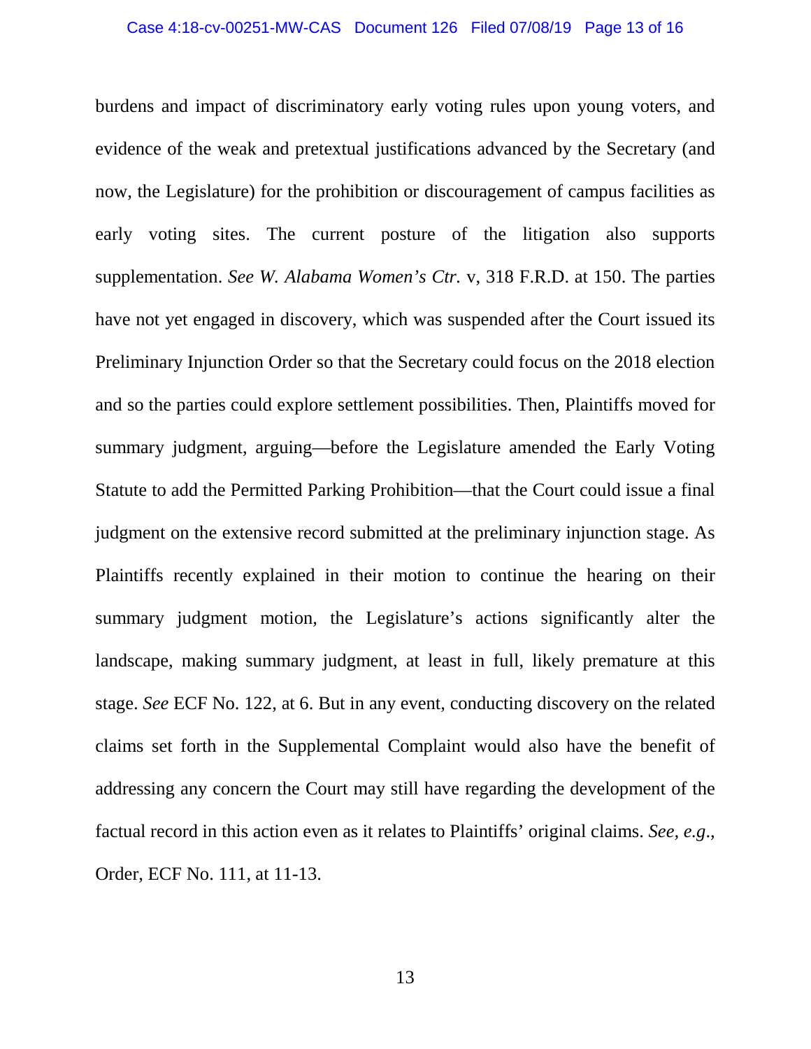burdens and impact of discriminatory early voting rules upon young voters, and evidence of the weak and pretextual justifications advanced by the Secretary (and now, the Legislature) for the prohibition or discouragement of campus facilities as early voting sites. The current posture of the litigation also supports supplementation. *See W. Alabama Women's Ctr.* v, 318 F.R.D. at 150. The parties have not yet engaged in discovery, which was suspended after the Court issued its Preliminary Injunction Order so that the Secretary could focus on the 2018 election and so the parties could explore settlement possibilities. Then, Plaintiffs moved for summary judgment, arguing—before the Legislature amended the Early Voting Statute to add the Permitted Parking Prohibition—that the Court could issue a final judgment on the extensive record submitted at the preliminary injunction stage. As Plaintiffs recently explained in their motion to continue the hearing on their summary judgment motion, the Legislature's actions significantly alter the landscape, making summary judgment, at least in full, likely premature at this stage. *See* ECF No. 122, at 6. But in any event, conducting discovery on the related claims set forth in the Supplemental Complaint would also have the benefit of addressing any concern the Court may still have regarding the development of the factual record in this action even as it relates to Plaintiffs' original claims. *See, e.g.*, Order, ECF No. 111, at 11-13.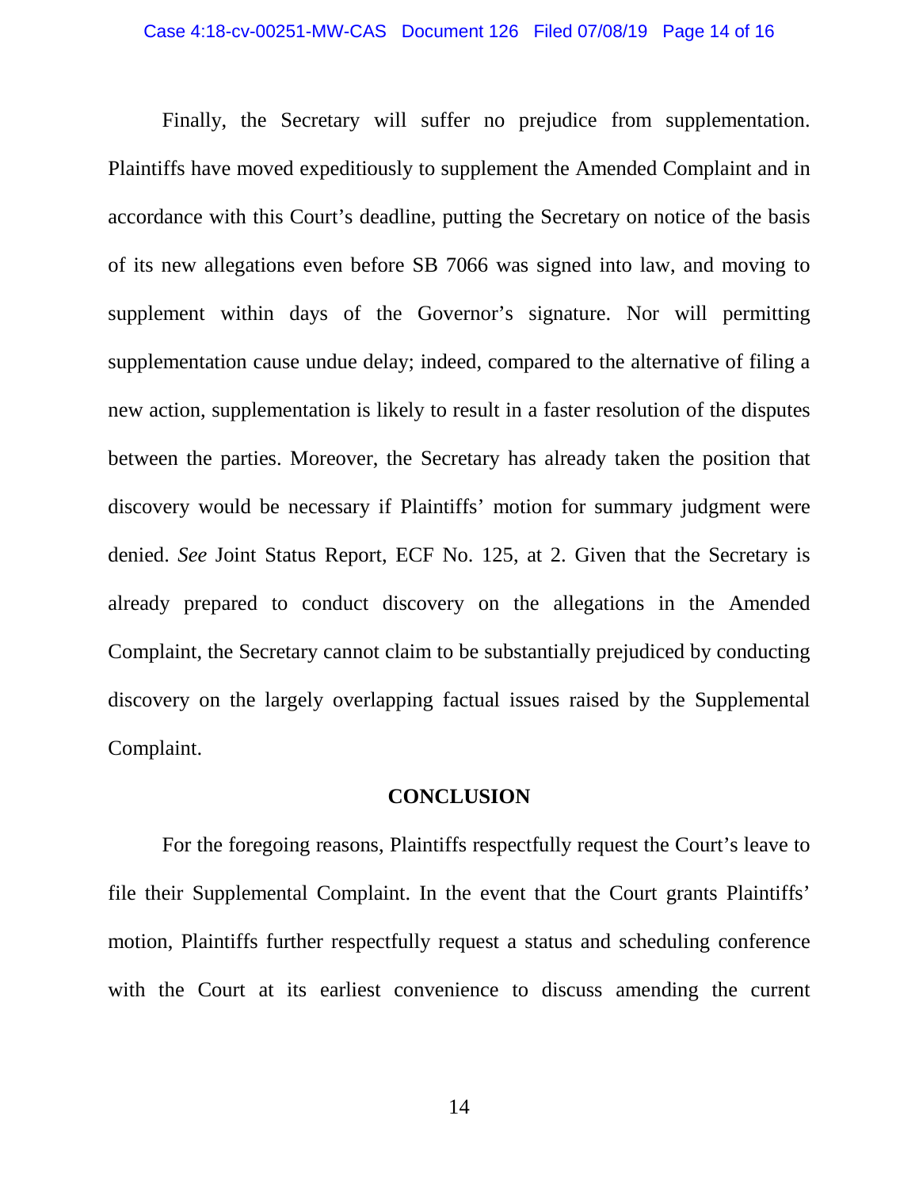Finally, the Secretary will suffer no prejudice from supplementation. Plaintiffs have moved expeditiously to supplement the Amended Complaint and in accordance with this Court's deadline, putting the Secretary on notice of the basis of its new allegations even before SB 7066 was signed into law, and moving to supplement within days of the Governor's signature. Nor will permitting supplementation cause undue delay; indeed, compared to the alternative of filing a new action, supplementation is likely to result in a faster resolution of the disputes between the parties. Moreover, the Secretary has already taken the position that discovery would be necessary if Plaintiffs' motion for summary judgment were denied. *See* Joint Status Report, ECF No. 125, at 2. Given that the Secretary is already prepared to conduct discovery on the allegations in the Amended Complaint, the Secretary cannot claim to be substantially prejudiced by conducting discovery on the largely overlapping factual issues raised by the Supplemental Complaint.

## CONCLUSION

For the foregoing reasons, Plaintiffs respectfully request the Court's leave to file their Supplemental Complaint. In the event that the Court grants Plaintiffs' motion, Plaintiffs further respectfully request a status and scheduling conference with the Court at its earliest convenience to discuss amending the current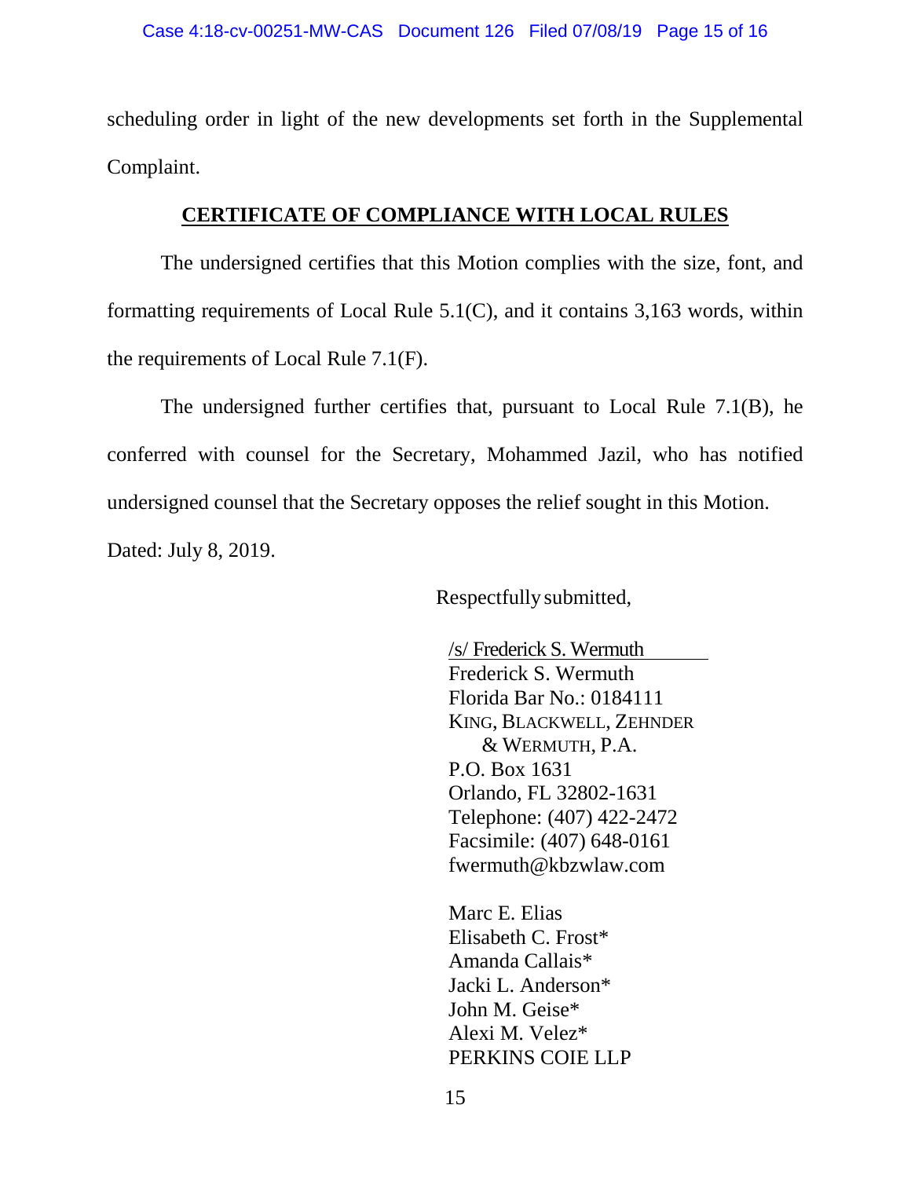scheduling order in light of the new developments set forth in the Supplemental Complaint.

## CERTIFICATE OF COMPLIANCE WITH LOCAL RULES

The undersigned certifies that this Motion complies with the size, font, and formatting requirements of Local Rule 5.1(C), and it contains 3,163 words, within the requirements of Local Rule 7.1(F).

The undersigned further certifies that, pursuant to Local Rule 7.1(B), he conferred with counsel for the Secretary, Mohammed Jazil, who has notified undersigned counsel that the Secretary opposes the relief sought in this Motion.

Dated: July 8, 2019.

Respectfully submitted,

/s/ Frederick S. Wermuth  
Frederick S. Wermuth  
Florida Bar No.: 0184111  
KING, BLACKWELL, ZEHNDER & WERMUTH, P.A.  
P.O. Box 1631  
Orlando, FL 32802-1631  
Telephone: (407) 422-2472  
Facsimile: (407) 648-0161  
fwermuth@kbzwlaw.com

Marc E. Elias  
Elisabeth C. Frost*  
Amanda Callais*  
Jacki L. Anderson*  
John M. Geise*  
Alexi M. Velez*  
PERKINS COIE LLP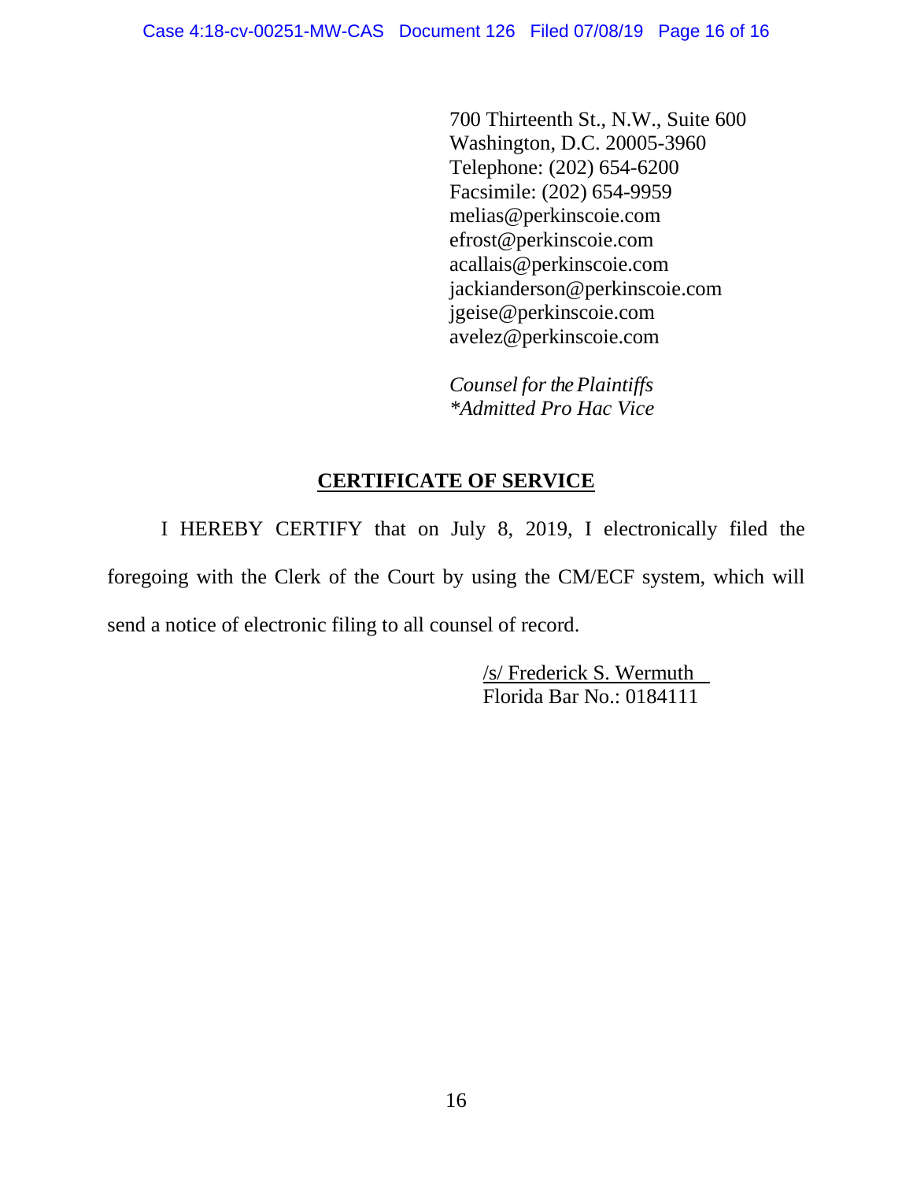700 Thirteenth St., N.W., Suite 600
Washington, D.C. 20005-3960
Telephone: (202) 654-6200
Facsimile: (202) 654-9959
melias@perkinscoie.com
efrost@perkinscoie.com
acallais@perkinscoie.com
jackianderson@perkinscoie.com
jgeise@perkinscoie.com
avelez@perkinscoie.com

*Counsel for the Plaintiffs*
*\*Admitted Pro Hac Vice*

## CERTIFICATE OF SERVICE

I HEREBY CERTIFY that on July 8, 2019, I electronically filed the foregoing with the Clerk of the Court by using the CM/ECF system, which will send a notice of electronic filing to all counsel of record.

/s/ Frederick S. Wermuth
Florida Bar No.: 0184111